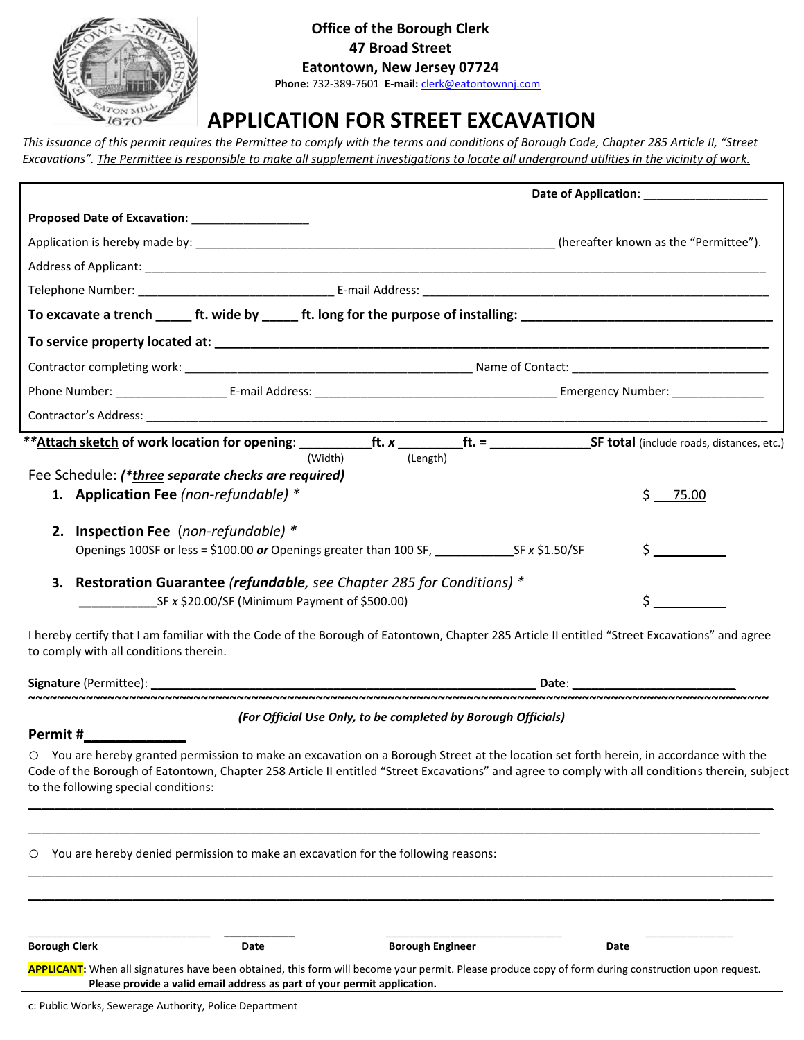**Office of the Borough Clerk**
**47 Broad Street**
**Eatontown, New Jersey 07724**
**Phone:** 732-389-7601 **E-mail:** clerk@eatontownnj.com

# APPLICATION FOR STREET EXCAVATION

*This issuance of this permit requires the Permittee to comply with the terms and conditions of Borough Code, Chapter 285 Article II, "Street Excavations". The Permittee is responsible to make all supplement investigations to locate all underground utilities in the vicinity of work.*

**Date of Application**: ___________________

**Proposed Date of Excavation**: __________________

Application is hereby made by: ________________________________________________________ (hereafter known as the "Permittee").

Address of Applicant: ____________________________________________________________________________________________

Telephone Number: _____________________________ E-mail Address: ______________________________________________________

**To excavate a trench _____ ft. wide by _____ ft. long for the purpose of installing: ___________________________________**

**To service property located at: _____________________________________________________________________________**

Contractor completing work: ___________________________________________ Name of Contact: ______________________________

Phone Number: ________________ E-mail Address: ____________________________________ Emergency Number: ______________

Contractor's Address: _____________________________________________________________________________________________

****Attach sketch of work location for opening**: __________ft. *x* _________ft. = ______________**SF total** (include roads, distances, etc.)
(Width) (Length)

Fee Schedule: ***(*three separate checks are required)***

1. **Application Fee** *(non-refundable)* * — $ 75.00
2. **Inspection Fee** *(non-refundable)* *
   Openings 100SF or less = $100.00 ***or*** Openings greater than 100 SF, ____________SF *x* $1.50/SF — $ _________
3. **Restoration Guarantee** ***(refundable**, see Chapter 285 for Conditions)* *
   ___________SF *x* $20.00/SF (Minimum Payment of $500.00) — $ _________

I hereby certify that I am familiar with the Code of the Borough of Eatontown, Chapter 285 Article II entitled "Street Excavations" and agree to comply with all conditions therein.

**Signature** (Permittee): _________________________________________________________ **Date**: ________________________

---

***(For Official Use Only, to be completed by Borough Officials)***

**Permit #_____________**

○ You are hereby granted permission to make an excavation on a Borough Street at the location set forth herein, in accordance with the Code of the Borough of Eatontown, Chapter 258 Article II entitled "Street Excavations" and agree to comply with all conditions therein, subject to the following special conditions:

_____________________________________________________________________________________________________________

_____________________________________________________________________________________________________________

○ You are hereby denied permission to make an excavation for the following reasons:

_____________________________________________________________________________________________________________

_____________________________________________________________________________________________________________

| ______________________ | __________ | ______________________ | __________ |
|---|---|---|---|
| **Borough Clerk** | **Date** | **Borough Engineer** | **Date** |

**APPLICANT**: When all signatures have been obtained, this form will become your permit. Please produce copy of form during construction upon request. **Please provide a valid email address as part of your permit application.**

c: Public Works, Sewerage Authority, Police Department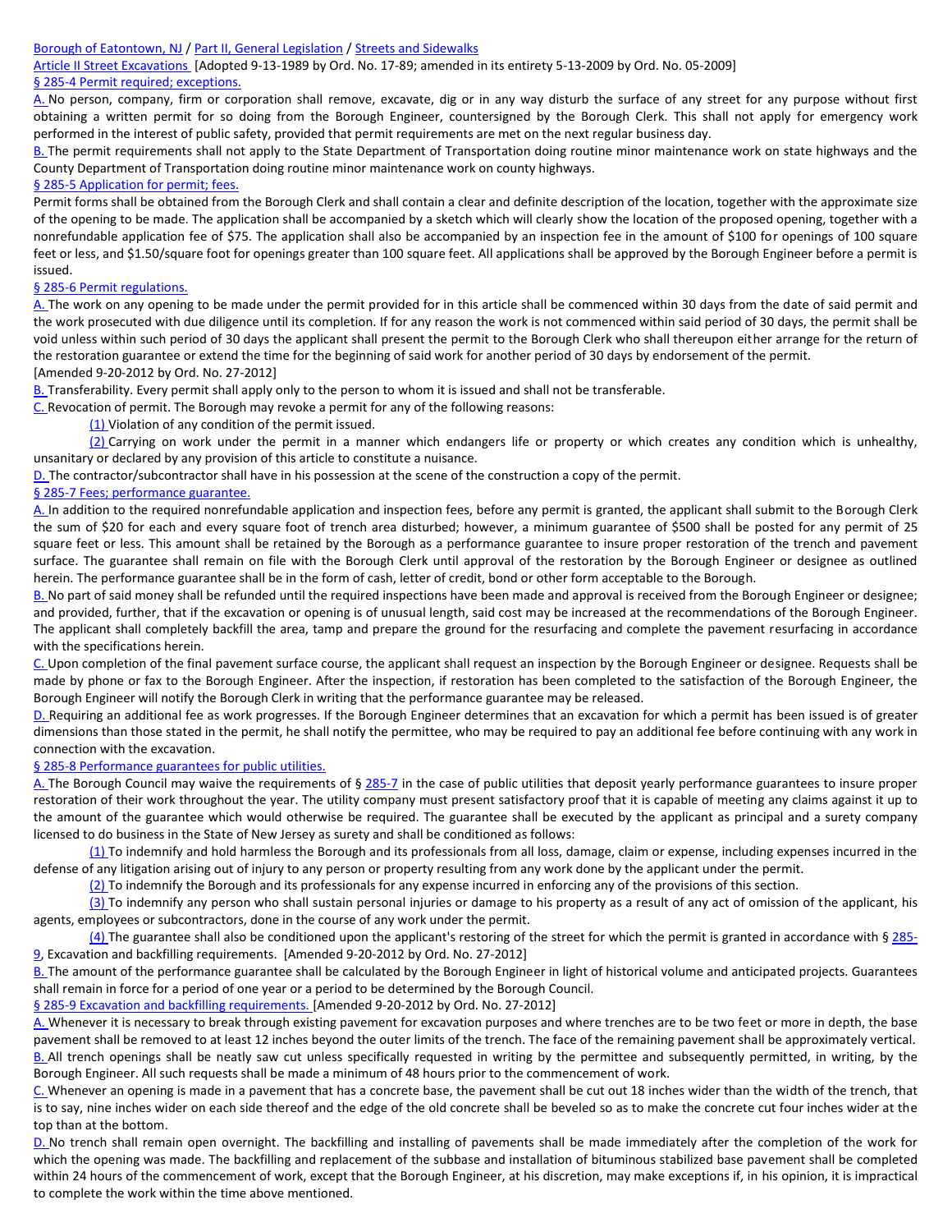Borough of Eatontown, NJ / Part II, General Legislation / Streets and Sidewalks

Article II Street Excavations [Adopted 9-13-1989 by Ord. No. 17-89; amended in its entirety 5-13-2009 by Ord. No. 05-2009]

§ 285-4 Permit required; exceptions.

A. No person, company, firm or corporation shall remove, excavate, dig or in any way disturb the surface of any street for any purpose without first obtaining a written permit for so doing from the Borough Engineer, countersigned by the Borough Clerk. This shall not apply for emergency work performed in the interest of public safety, provided that permit requirements are met on the next regular business day.

B. The permit requirements shall not apply to the State Department of Transportation doing routine minor maintenance work on state highways and the County Department of Transportation doing routine minor maintenance work on county highways.

§ 285-5 Application for permit; fees.

Permit forms shall be obtained from the Borough Clerk and shall contain a clear and definite description of the location, together with the approximate size of the opening to be made. The application shall be accompanied by a sketch which will clearly show the location of the proposed opening, together with a nonrefundable application fee of $75. The application shall also be accompanied by an inspection fee in the amount of $100 for openings of 100 square feet or less, and $1.50/square foot for openings greater than 100 square feet. All applications shall be approved by the Borough Engineer before a permit is issued.

§ 285-6 Permit regulations.

A. The work on any opening to be made under the permit provided for in this article shall be commenced within 30 days from the date of said permit and the work prosecuted with due diligence until its completion. If for any reason the work is not commenced within said period of 30 days, the permit shall be void unless within such period of 30 days the applicant shall present the permit to the Borough Clerk who shall thereupon either arrange for the return of the restoration guarantee or extend the time for the beginning of said work for another period of 30 days by endorsement of the permit.
[Amended 9-20-2012 by Ord. No. 27-2012]

B. Transferability. Every permit shall apply only to the person to whom it is issued and shall not be transferable.

C. Revocation of permit. The Borough may revoke a permit for any of the following reasons:

(1) Violation of any condition of the permit issued.

(2) Carrying on work under the permit in a manner which endangers life or property or which creates any condition which is unhealthy, unsanitary or declared by any provision of this article to constitute a nuisance.

D. The contractor/subcontractor shall have in his possession at the scene of the construction a copy of the permit.

§ 285-7 Fees; performance guarantee.

A. In addition to the required nonrefundable application and inspection fees, before any permit is granted, the applicant shall submit to the Borough Clerk the sum of $20 for each and every square foot of trench area disturbed; however, a minimum guarantee of $500 shall be posted for any permit of 25 square feet or less. This amount shall be retained by the Borough as a performance guarantee to insure proper restoration of the trench and pavement surface. The guarantee shall remain on file with the Borough Clerk until approval of the restoration by the Borough Engineer or designee as outlined herein. The performance guarantee shall be in the form of cash, letter of credit, bond or other form acceptable to the Borough.

B. No part of said money shall be refunded until the required inspections have been made and approval is received from the Borough Engineer or designee; and provided, further, that if the excavation or opening is of unusual length, said cost may be increased at the recommendations of the Borough Engineer. The applicant shall completely backfill the area, tamp and prepare the ground for the resurfacing and complete the pavement resurfacing in accordance with the specifications herein.

C. Upon completion of the final pavement surface course, the applicant shall request an inspection by the Borough Engineer or designee. Requests shall be made by phone or fax to the Borough Engineer. After the inspection, if restoration has been completed to the satisfaction of the Borough Engineer, the Borough Engineer will notify the Borough Clerk in writing that the performance guarantee may be released.

D. Requiring an additional fee as work progresses. If the Borough Engineer determines that an excavation for which a permit has been issued is of greater dimensions than those stated in the permit, he shall notify the permittee, who may be required to pay an additional fee before continuing with any work in connection with the excavation.

§ 285-8 Performance guarantees for public utilities.

A. The Borough Council may waive the requirements of § 285-7 in the case of public utilities that deposit yearly performance guarantees to insure proper restoration of their work throughout the year. The utility company must present satisfactory proof that it is capable of meeting any claims against it up to the amount of the guarantee which would otherwise be required. The guarantee shall be executed by the applicant as principal and a surety company licensed to do business in the State of New Jersey as surety and shall be conditioned as follows:

(1) To indemnify and hold harmless the Borough and its professionals from all loss, damage, claim or expense, including expenses incurred in the defense of any litigation arising out of injury to any person or property resulting from any work done by the applicant under the permit.

(2) To indemnify the Borough and its professionals for any expense incurred in enforcing any of the provisions of this section.

(3) To indemnify any person who shall sustain personal injuries or damage to his property as a result of any act of omission of the applicant, his agents, employees or subcontractors, done in the course of any work under the permit.

(4) The guarantee shall also be conditioned upon the applicant's restoring of the street for which the permit is granted in accordance with § 285-9, Excavation and backfilling requirements. [Amended 9-20-2012 by Ord. No. 27-2012]

B. The amount of the performance guarantee shall be calculated by the Borough Engineer in light of historical volume and anticipated projects. Guarantees shall remain in force for a period of one year or a period to be determined by the Borough Council.

§ 285-9 Excavation and backfilling requirements. [Amended 9-20-2012 by Ord. No. 27-2012]

A. Whenever it is necessary to break through existing pavement for excavation purposes and where trenches are to be two feet or more in depth, the base pavement shall be removed to at least 12 inches beyond the outer limits of the trench. The face of the remaining pavement shall be approximately vertical.

B. All trench openings shall be neatly saw cut unless specifically requested in writing by the permittee and subsequently permitted, in writing, by the Borough Engineer. All such requests shall be made a minimum of 48 hours prior to the commencement of work.

C. Whenever an opening is made in a pavement that has a concrete base, the pavement shall be cut out 18 inches wider than the width of the trench, that is to say, nine inches wider on each side thereof and the edge of the old concrete shall be beveled so as to make the concrete cut four inches wider at the top than at the bottom.

D. No trench shall remain open overnight. The backfilling and installing of pavements shall be made immediately after the completion of the work for which the opening was made. The backfilling and replacement of the subbase and installation of bituminous stabilized base pavement shall be completed within 24 hours of the commencement of work, except that the Borough Engineer, at his discretion, may make exceptions if, in his opinion, it is impractical to complete the work within the time above mentioned.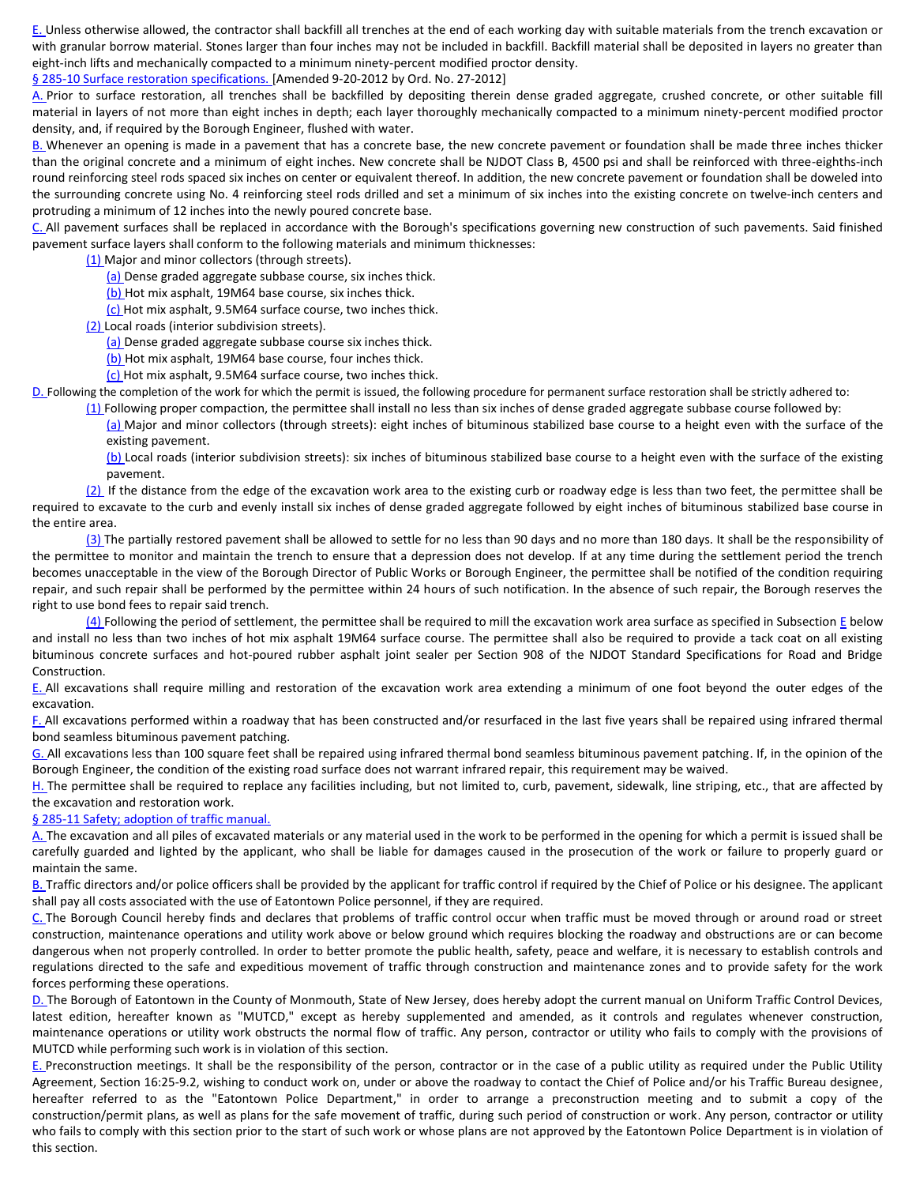E. Unless otherwise allowed, the contractor shall backfill all trenches at the end of each working day with suitable materials from the trench excavation or with granular borrow material. Stones larger than four inches may not be included in backfill. Backfill material shall be deposited in layers no greater than eight-inch lifts and mechanically compacted to a minimum ninety-percent modified proctor density.

## § 285-10 Surface restoration specifications. [Amended 9-20-2012 by Ord. No. 27-2012]

A. Prior to surface restoration, all trenches shall be backfilled by depositing therein dense graded aggregate, crushed concrete, or other suitable fill material in layers of not more than eight inches in depth; each layer thoroughly mechanically compacted to a minimum ninety-percent modified proctor density, and, if required by the Borough Engineer, flushed with water.

B. Whenever an opening is made in a pavement that has a concrete base, the new concrete pavement or foundation shall be made three inches thicker than the original concrete and a minimum of eight inches. New concrete shall be NJDOT Class B, 4500 psi and shall be reinforced with three-eighths-inch round reinforcing steel rods spaced six inches on center or equivalent thereof. In addition, the new concrete pavement or foundation shall be doweled into the surrounding concrete using No. 4 reinforcing steel rods drilled and set a minimum of six inches into the existing concrete on twelve-inch centers and protruding a minimum of 12 inches into the newly poured concrete base.

C. All pavement surfaces shall be replaced in accordance with the Borough's specifications governing new construction of such pavements. Said finished pavement surface layers shall conform to the following materials and minimum thicknesses:

- (1) Major and minor collectors (through streets).
  - (a) Dense graded aggregate subbase course, six inches thick.
  - (b) Hot mix asphalt, 19M64 base course, six inches thick.
  - (c) Hot mix asphalt, 9.5M64 surface course, two inches thick.
- (2) Local roads (interior subdivision streets).
  - (a) Dense graded aggregate subbase course six inches thick.
  - (b) Hot mix asphalt, 19M64 base course, four inches thick.
  - (c) Hot mix asphalt, 9.5M64 surface course, two inches thick.

D. Following the completion of the work for which the permit is issued, the following procedure for permanent surface restoration shall be strictly adhered to:

- (1) Following proper compaction, the permittee shall install no less than six inches of dense graded aggregate subbase course followed by:
  - (a) Major and minor collectors (through streets): eight inches of bituminous stabilized base course to a height even with the surface of the existing pavement.
  - (b) Local roads (interior subdivision streets): six inches of bituminous stabilized base course to a height even with the surface of the existing pavement.
- (2) If the distance from the edge of the excavation work area to the existing curb or roadway edge is less than two feet, the permittee shall be required to excavate to the curb and evenly install six inches of dense graded aggregate followed by eight inches of bituminous stabilized base course in the entire area.
- (3) The partially restored pavement shall be allowed to settle for no less than 90 days and no more than 180 days. It shall be the responsibility of the permittee to monitor and maintain the trench to ensure that a depression does not develop. If at any time during the settlement period the trench becomes unacceptable in the view of the Borough Director of Public Works or Borough Engineer, the permittee shall be notified of the condition requiring repair, and such repair shall be performed by the permittee within 24 hours of such notification. In the absence of such repair, the Borough reserves the right to use bond fees to repair said trench.
- (4) Following the period of settlement, the permittee shall be required to mill the excavation work area surface as specified in Subsection E below and install no less than two inches of hot mix asphalt 19M64 surface course. The permittee shall also be required to provide a tack coat on all existing bituminous concrete surfaces and hot-poured rubber asphalt joint sealer per Section 908 of the NJDOT Standard Specifications for Road and Bridge Construction.

E. All excavations shall require milling and restoration of the excavation work area extending a minimum of one foot beyond the outer edges of the excavation.

F. All excavations performed within a roadway that has been constructed and/or resurfaced in the last five years shall be repaired using infrared thermal bond seamless bituminous pavement patching.

G. All excavations less than 100 square feet shall be repaired using infrared thermal bond seamless bituminous pavement patching. If, in the opinion of the Borough Engineer, the condition of the existing road surface does not warrant infrared repair, this requirement may be waived.

H. The permittee shall be required to replace any facilities including, but not limited to, curb, pavement, sidewalk, line striping, etc., that are affected by the excavation and restoration work.

## § 285-11 Safety; adoption of traffic manual.

A. The excavation and all piles of excavated materials or any material used in the work to be performed in the opening for which a permit is issued shall be carefully guarded and lighted by the applicant, who shall be liable for damages caused in the prosecution of the work or failure to properly guard or maintain the same.

B. Traffic directors and/or police officers shall be provided by the applicant for traffic control if required by the Chief of Police or his designee. The applicant shall pay all costs associated with the use of Eatontown Police personnel, if they are required.

C. The Borough Council hereby finds and declares that problems of traffic control occur when traffic must be moved through or around road or street construction, maintenance operations and utility work above or below ground which requires blocking the roadway and obstructions are or can become dangerous when not properly controlled. In order to better promote the public health, safety, peace and welfare, it is necessary to establish controls and regulations directed to the safe and expeditious movement of traffic through construction and maintenance zones and to provide safety for the work forces performing these operations.

D. The Borough of Eatontown in the County of Monmouth, State of New Jersey, does hereby adopt the current manual on Uniform Traffic Control Devices, latest edition, hereafter known as "MUTCD," except as hereby supplemented and amended, as it controls and regulates whenever construction, maintenance operations or utility work obstructs the normal flow of traffic. Any person, contractor or utility who fails to comply with the provisions of MUTCD while performing such work is in violation of this section.

E. Preconstruction meetings. It shall be the responsibility of the person, contractor or in the case of a public utility as required under the Public Utility Agreement, Section 16:25-9.2, wishing to conduct work on, under or above the roadway to contact the Chief of Police and/or his Traffic Bureau designee, hereafter referred to as the "Eatontown Police Department," in order to arrange a preconstruction meeting and to submit a copy of the construction/permit plans, as well as plans for the safe movement of traffic, during such period of construction or work. Any person, contractor or utility who fails to comply with this section prior to the start of such work or whose plans are not approved by the Eatontown Police Department is in violation of this section.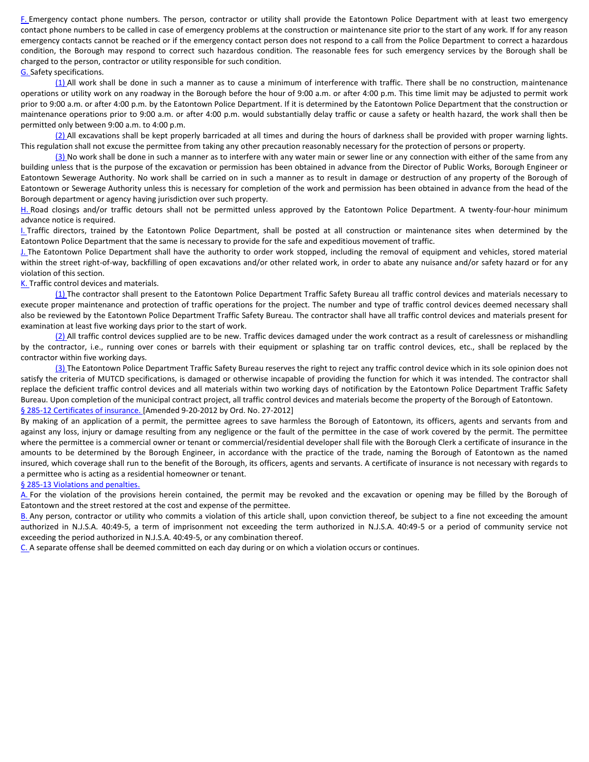F. Emergency contact phone numbers. The person, contractor or utility shall provide the Eatontown Police Department with at least two emergency contact phone numbers to be called in case of emergency problems at the construction or maintenance site prior to the start of any work. If for any reason emergency contacts cannot be reached or if the emergency contact person does not respond to a call from the Police Department to correct a hazardous condition, the Borough may respond to correct such hazardous condition. The reasonable fees for such emergency services by the Borough shall be charged to the person, contractor or utility responsible for such condition.

G. Safety specifications.

(1) All work shall be done in such a manner as to cause a minimum of interference with traffic. There shall be no construction, maintenance operations or utility work on any roadway in the Borough before the hour of 9:00 a.m. or after 4:00 p.m. This time limit may be adjusted to permit work prior to 9:00 a.m. or after 4:00 p.m. by the Eatontown Police Department. If it is determined by the Eatontown Police Department that the construction or maintenance operations prior to 9:00 a.m. or after 4:00 p.m. would substantially delay traffic or cause a safety or health hazard, the work shall then be permitted only between 9:00 a.m. to 4:00 p.m.

(2) All excavations shall be kept properly barricaded at all times and during the hours of darkness shall be provided with proper warning lights. This regulation shall not excuse the permittee from taking any other precaution reasonably necessary for the protection of persons or property.

(3) No work shall be done in such a manner as to interfere with any water main or sewer line or any connection with either of the same from any building unless that is the purpose of the excavation or permission has been obtained in advance from the Director of Public Works, Borough Engineer or Eatontown Sewerage Authority. No work shall be carried on in such a manner as to result in damage or destruction of any property of the Borough of Eatontown or Sewerage Authority unless this is necessary for completion of the work and permission has been obtained in advance from the head of the Borough department or agency having jurisdiction over such property.

H. Road closings and/or traffic detours shall not be permitted unless approved by the Eatontown Police Department. A twenty-four-hour minimum advance notice is required.

I. Traffic directors, trained by the Eatontown Police Department, shall be posted at all construction or maintenance sites when determined by the Eatontown Police Department that the same is necessary to provide for the safe and expeditious movement of traffic.

J. The Eatontown Police Department shall have the authority to order work stopped, including the removal of equipment and vehicles, stored material within the street right-of-way, backfilling of open excavations and/or other related work, in order to abate any nuisance and/or safety hazard or for any violation of this section.

K. Traffic control devices and materials.

(1) The contractor shall present to the Eatontown Police Department Traffic Safety Bureau all traffic control devices and materials necessary to execute proper maintenance and protection of traffic operations for the project. The number and type of traffic control devices deemed necessary shall also be reviewed by the Eatontown Police Department Traffic Safety Bureau. The contractor shall have all traffic control devices and materials present for examination at least five working days prior to the start of work.

(2) All traffic control devices supplied are to be new. Traffic devices damaged under the work contract as a result of carelessness or mishandling by the contractor, i.e., running over cones or barrels with their equipment or splashing tar on traffic control devices, etc., shall be replaced by the contractor within five working days.

(3) The Eatontown Police Department Traffic Safety Bureau reserves the right to reject any traffic control device which in its sole opinion does not satisfy the criteria of MUTCD specifications, is damaged or otherwise incapable of providing the function for which it was intended. The contractor shall replace the deficient traffic control devices and all materials within two working days of notification by the Eatontown Police Department Traffic Safety Bureau. Upon completion of the municipal contract project, all traffic control devices and materials become the property of the Borough of Eatontown.

§ 285-12 Certificates of insurance. [Amended 9-20-2012 by Ord. No. 27-2012]

By making of an application of a permit, the permittee agrees to save harmless the Borough of Eatontown, its officers, agents and servants from and against any loss, injury or damage resulting from any negligence or the fault of the permittee in the case of work covered by the permit. The permittee where the permittee is a commercial owner or tenant or commercial/residential developer shall file with the Borough Clerk a certificate of insurance in the amounts to be determined by the Borough Engineer, in accordance with the practice of the trade, naming the Borough of Eatontown as the named insured, which coverage shall run to the benefit of the Borough, its officers, agents and servants. A certificate of insurance is not necessary with regards to a permittee who is acting as a residential homeowner or tenant.

§ 285-13 Violations and penalties.

A. For the violation of the provisions herein contained, the permit may be revoked and the excavation or opening may be filled by the Borough of Eatontown and the street restored at the cost and expense of the permittee.

B. Any person, contractor or utility who commits a violation of this article shall, upon conviction thereof, be subject to a fine not exceeding the amount authorized in N.J.S.A. 40:49-5, a term of imprisonment not exceeding the term authorized in N.J.S.A. 40:49-5 or a period of community service not exceeding the period authorized in N.J.S.A. 40:49-5, or any combination thereof.

C. A separate offense shall be deemed committed on each day during or on which a violation occurs or continues.